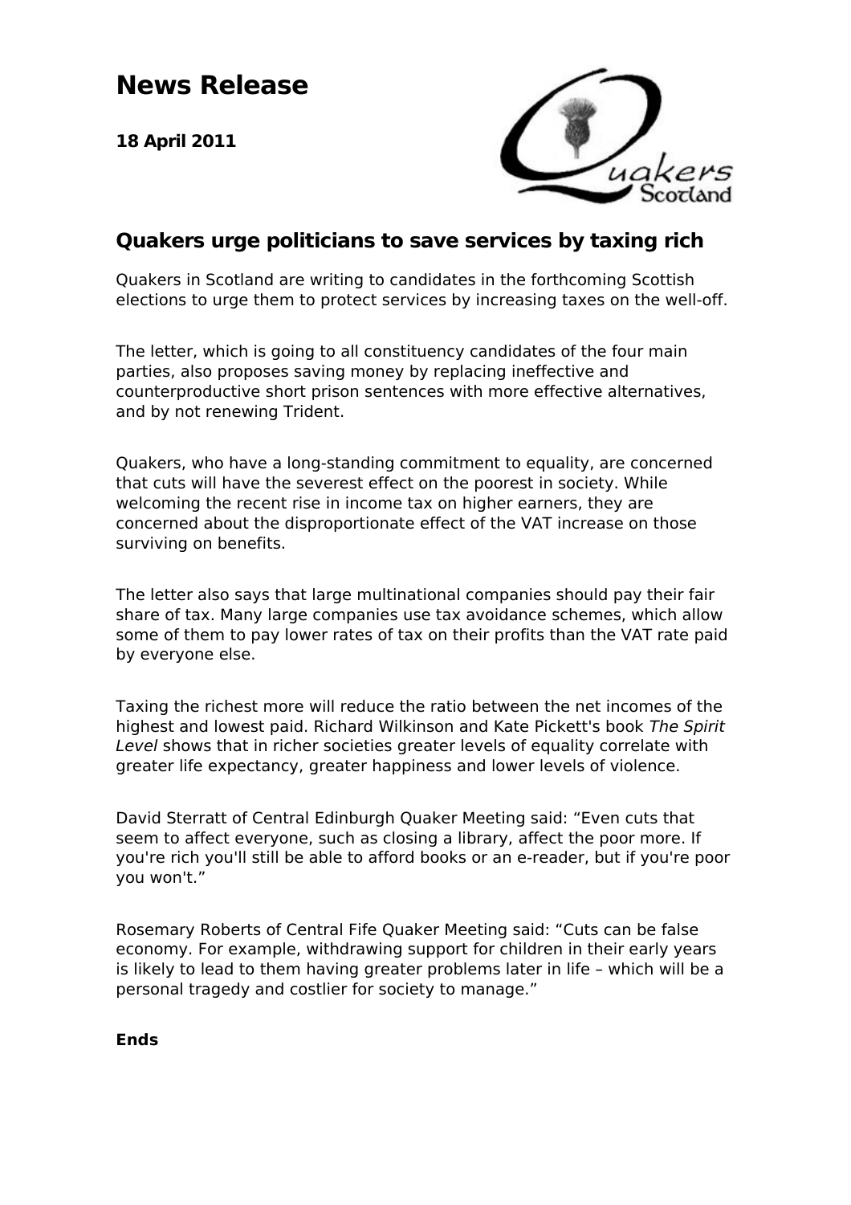# News Release

**18 April 2011**

## Quakers urge politicians to save services by taxing rich

Quakers in Scotland are writing to candidates in the forthcoming Scottish elections to urge them to protect services by increasing taxes on the well-off.

The letter, which is going to all constituency candidates of the four main parties, also proposes saving money by replacing ineffective and counterproductive short prison sentences with more effective alternatives, and by not renewing Trident.

Quakers, who have a long-standing commitment to equality, are concerned that cuts will have the severest effect on the poorest in society. While welcoming the recent rise in income tax on higher earners, they are concerned about the disproportionate effect of the VAT increase on those surviving on benefits.

The letter also says that large multinational companies should pay their fair share of tax. Many large companies use tax avoidance schemes, which allow some of them to pay lower rates of tax on their profits than the VAT rate paid by everyone else.

Taxing the richest more will reduce the ratio between the net incomes of the highest and lowest paid. Richard Wilkinson and Kate Pickett's book *The Spirit Level* shows that in richer societies greater levels of equality correlate with greater life expectancy, greater happiness and lower levels of violence.

David Sterratt of Central Edinburgh Quaker Meeting said: "Even cuts that seem to affect everyone, such as closing a library, affect the poor more. If you're rich you'll still be able to afford books or an e-reader, but if you're poor you won't."

Rosemary Roberts of Central Fife Quaker Meeting said: "Cuts can be false economy. For example, withdrawing support for children in their early years is likely to lead to them having greater problems later in life – which will be a personal tragedy and costlier for society to manage."

**Ends**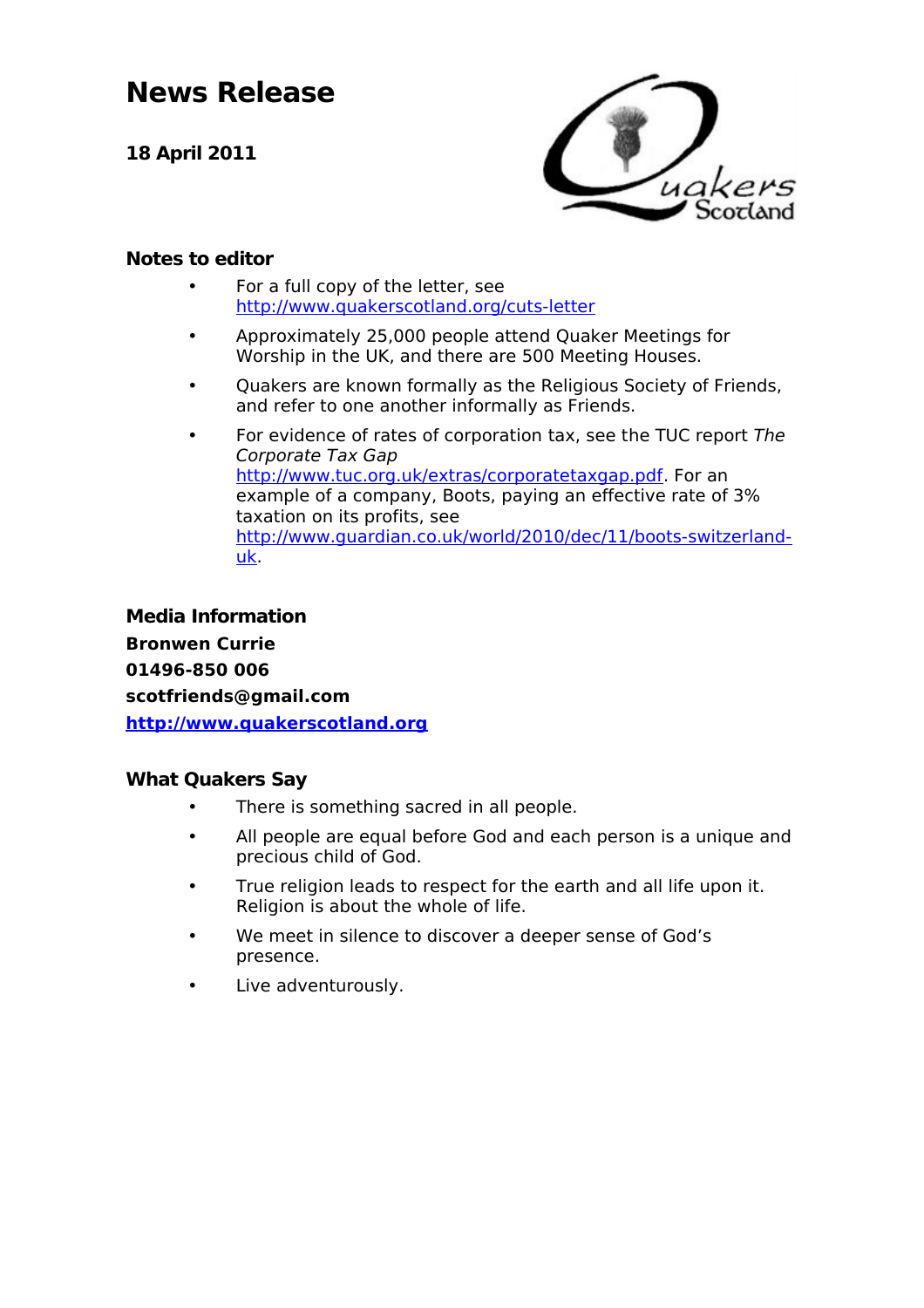# News Release

**18 April 2011**

### Notes to editor

- For a full copy of the letter, see http://www.quakerscotland.org/cuts-letter
- Approximately 25,000 people attend Quaker Meetings for Worship in the UK, and there are 500 Meeting Houses.
- Quakers are known formally as the Religious Society of Friends, and refer to one another informally as Friends.
- For evidence of rates of corporation tax, see the TUC report *The Corporate Tax Gap* http://www.tuc.org.uk/extras/corporatetaxgap.pdf. For an example of a company, Boots, paying an effective rate of 3% taxation on its profits, see http://www.guardian.co.uk/world/2010/dec/11/boots-switzerland-uk.

**Media Information**
**Bronwen Currie**
**01496-850 006**
**scotfriends@gmail.com**
**http://www.quakerscotland.org**

### What Quakers Say

- There is something sacred in all people.
- All people are equal before God and each person is a unique and precious child of God.
- True religion leads to respect for the earth and all life upon it. Religion is about the whole of life.
- We meet in silence to discover a deeper sense of God's presence.
- Live adventurously.